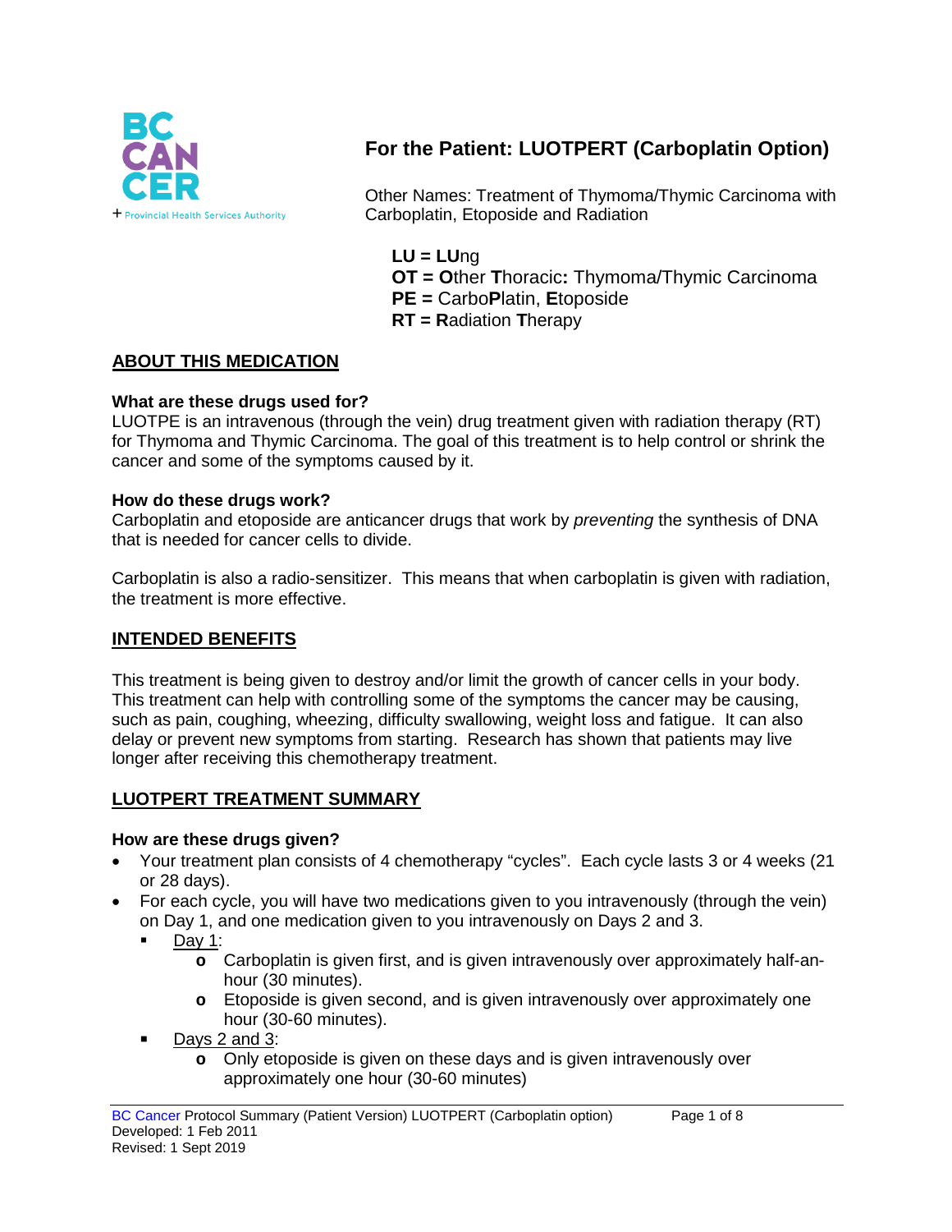BC CANCER
+ Provincial Health Services Authority

# For the Patient: LUOTPERT (Carboplatin Option)

Other Names: Treatment of Thymoma/Thymic Carcinoma with Carboplatin, Etoposide and Radiation

**LU = LU**ng
**OT = O**ther **T**horacic**:** Thymoma/Thymic Carcinoma
**PE =** Carbo**P**latin, **E**toposide
**RT = R**adiation **T**herapy

## ABOUT THIS MEDICATION

### What are these drugs used for?

LUOTPE is an intravenous (through the vein) drug treatment given with radiation therapy (RT) for Thymoma and Thymic Carcinoma. The goal of this treatment is to help control or shrink the cancer and some of the symptoms caused by it.

### How do these drugs work?

Carboplatin and etoposide are anticancer drugs that work by *preventing* the synthesis of DNA that is needed for cancer cells to divide.

Carboplatin is also a radio-sensitizer. This means that when carboplatin is given with radiation, the treatment is more effective.

## INTENDED BENEFITS

This treatment is being given to destroy and/or limit the growth of cancer cells in your body. This treatment can help with controlling some of the symptoms the cancer may be causing, such as pain, coughing, wheezing, difficulty swallowing, weight loss and fatigue. It can also delay or prevent new symptoms from starting. Research has shown that patients may live longer after receiving this chemotherapy treatment.

## LUOTPERT TREATMENT SUMMARY

### How are these drugs given?

- Your treatment plan consists of 4 chemotherapy "cycles". Each cycle lasts 3 or 4 weeks (21 or 28 days).
- For each cycle, you will have two medications given to you intravenously (through the vein) on Day 1, and one medication given to you intravenously on Days 2 and 3.
  - Day 1:
    - Carboplatin is given first, and is given intravenously over approximately half-an-hour (30 minutes).
    - Etoposide is given second, and is given intravenously over approximately one hour (30-60 minutes).
  - Days 2 and 3:
    - Only etoposide is given on these days and is given intravenously over approximately one hour (30-60 minutes)

BC Cancer Protocol Summary (Patient Version) LUOTPERT (Carboplatin option)
Developed: 1 Feb 2011
Revised: 1 Sept 2019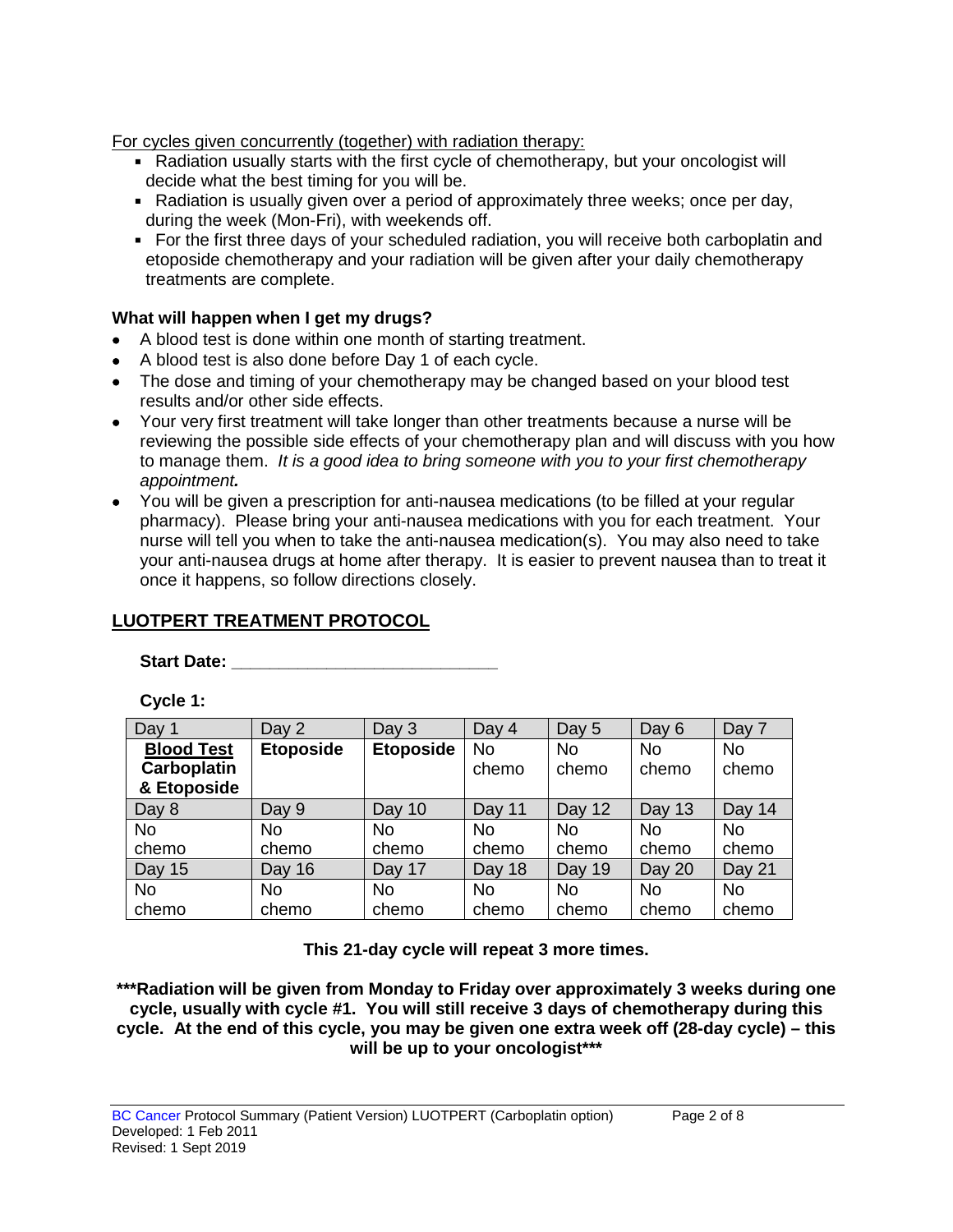For cycles given concurrently (together) with radiation therapy:

- Radiation usually starts with the first cycle of chemotherapy, but your oncologist will decide what the best timing for you will be.
- Radiation is usually given over a period of approximately three weeks; once per day, during the week (Mon-Fri), with weekends off.
- For the first three days of your scheduled radiation, you will receive both carboplatin and etoposide chemotherapy and your radiation will be given after your daily chemotherapy treatments are complete.

### What will happen when I get my drugs?

- A blood test is done within one month of starting treatment.
- A blood test is also done before Day 1 of each cycle.
- The dose and timing of your chemotherapy may be changed based on your blood test results and/or other side effects.
- Your very first treatment will take longer than other treatments because a nurse will be reviewing the possible side effects of your chemotherapy plan and will discuss with you how to manage them. *It is a good idea to bring someone with you to your first chemotherapy appointment.*
- You will be given a prescription for anti-nausea medications (to be filled at your regular pharmacy). Please bring your anti-nausea medications with you for each treatment. Your nurse will tell you when to take the anti-nausea medication(s). You may also need to take your anti-nausea drugs at home after therapy. It is easier to prevent nausea than to treat it once it happens, so follow directions closely.

## LUOTPERT TREATMENT PROTOCOL

**Start Date: ____________________________**

**Cycle 1:**

| Day 1 | Day 2 | Day 3 | Day 4 | Day 5 | Day 6 | Day 7 |
|---|---|---|---|---|---|---|
| **Blood Test** **Carboplatin & Etoposide** | **Etoposide** | **Etoposide** | No chemo | No chemo | No chemo | No chemo |
| Day 8 | Day 9 | Day 10 | Day 11 | Day 12 | Day 13 | Day 14 |
| No chemo | No chemo | No chemo | No chemo | No chemo | No chemo | No chemo |
| Day 15 | Day 16 | Day 17 | Day 18 | Day 19 | Day 20 | Day 21 |
| No chemo | No chemo | No chemo | No chemo | No chemo | No chemo | No chemo |

**This 21-day cycle will repeat 3 more times.**

**\*\*\*Radiation will be given from Monday to Friday over approximately 3 weeks during one cycle, usually with cycle #1. You will still receive 3 days of chemotherapy during this cycle. At the end of this cycle, you may be given one extra week off (28-day cycle) – this will be up to your oncologist\*\*\***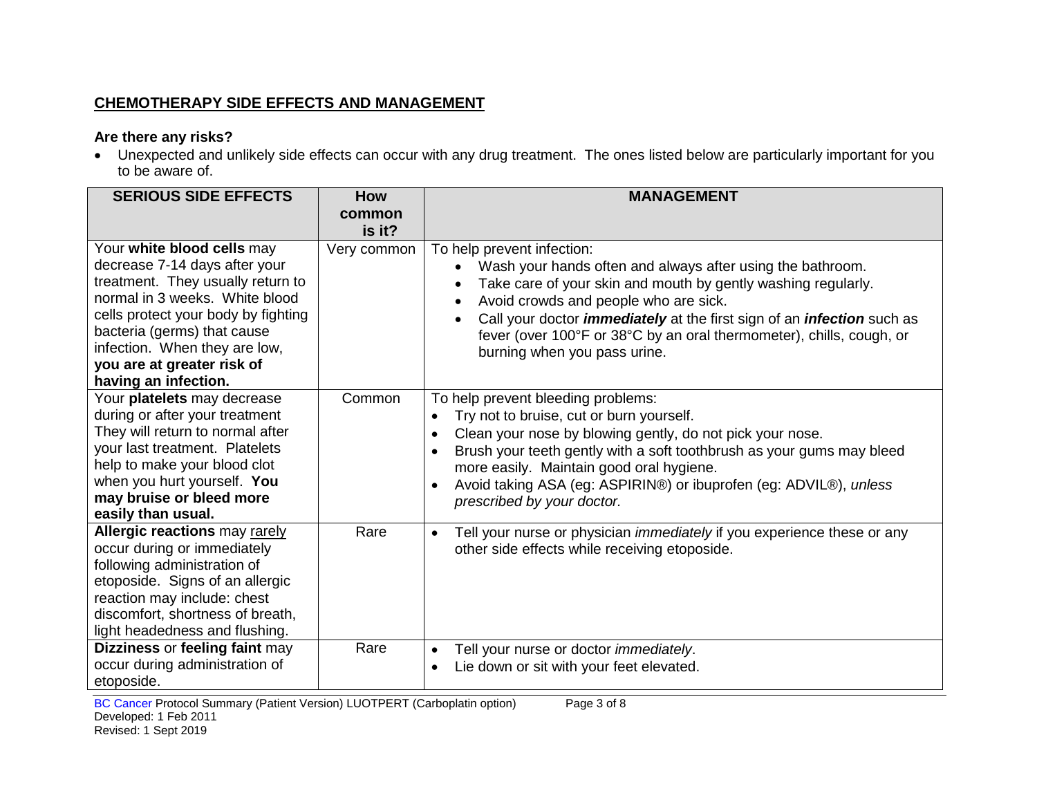## CHEMOTHERAPY SIDE EFFECTS AND MANAGEMENT

### Are there any risks?

- Unexpected and unlikely side effects can occur with any drug treatment. The ones listed below are particularly important for you to be aware of.

| SERIOUS SIDE EFFECTS | How common is it? | MANAGEMENT |
|---|---|---|
| Your **white blood cells** may decrease 7-14 days after your treatment. They usually return to normal in 3 weeks. White blood cells protect your body by fighting bacteria (germs) that cause infection. When they are low, **you are at greater risk of having an infection.** | Very common | To help prevent infection: <br>• Wash your hands often and always after using the bathroom. <br>• Take care of your skin and mouth by gently washing regularly. <br>• Avoid crowds and people who are sick. <br>• Call your doctor ***immediately*** at the first sign of an ***infection*** such as fever (over 100°F or 38°C by an oral thermometer), chills, cough, or burning when you pass urine. |
| Your **platelets** may decrease during or after your treatment They will return to normal after your last treatment. Platelets help to make your blood clot when you hurt yourself. **You may bruise or bleed more easily than usual.** | Common | To help prevent bleeding problems: <br>• Try not to bruise, cut or burn yourself. <br>• Clean your nose by blowing gently, do not pick your nose. <br>• Brush your teeth gently with a soft toothbrush as your gums may bleed more easily. Maintain good oral hygiene. <br>• Avoid taking ASA (eg: ASPIRIN®) or ibuprofen (eg: ADVIL®), *unless prescribed by your doctor.* |
| **Allergic reactions** may rarely occur during or immediately following administration of etoposide. Signs of an allergic reaction may include: chest discomfort, shortness of breath, light headedness and flushing. | Rare | • Tell your nurse or physician *immediately* if you experience these or any other side effects while receiving etoposide. |
| **Dizziness** or **feeling faint** may occur during administration of etoposide. | Rare | • Tell your nurse or doctor *immediately*. <br>• Lie down or sit with your feet elevated. |

BC Cancer Protocol Summary (Patient Version) LUOTPERT (Carboplatin option)
Developed: 1 Feb 2011
Revised: 1 Sept 2019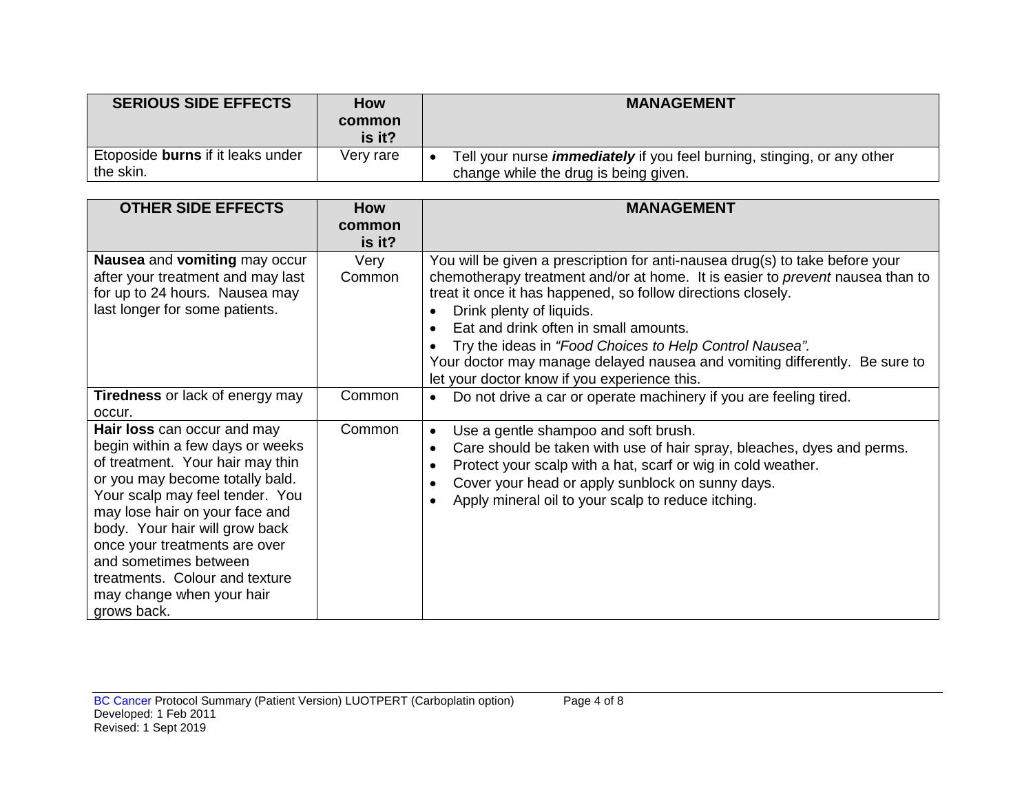| SERIOUS SIDE EFFECTS | How common is it? | MANAGEMENT |
| --- | --- | --- |
| Etoposide **burns** if it leaks under the skin. | Very rare | • Tell your nurse ***immediately*** if you feel burning, stinging, or any other change while the drug is being given. |

| OTHER SIDE EFFECTS | How common is it? | MANAGEMENT |
| --- | --- | --- |
| **Nausea** and **vomiting** may occur after your treatment and may last for up to 24 hours. Nausea may last longer for some patients. | Very Common | You will be given a prescription for anti-nausea drug(s) to take before your chemotherapy treatment and/or at home. It is easier to *prevent* nausea than to treat it once it has happened, so follow directions closely.<br>• Drink plenty of liquids.<br>• Eat and drink often in small amounts.<br>• Try the ideas in *"Food Choices to Help Control Nausea".*<br>Your doctor may manage delayed nausea and vomiting differently. Be sure to let your doctor know if you experience this. |
| **Tiredness** or lack of energy may occur. | Common | • Do not drive a car or operate machinery if you are feeling tired. |
| **Hair loss** can occur and may begin within a few days or weeks of treatment. Your hair may thin or you may become totally bald. Your scalp may feel tender. You may lose hair on your face and body. Your hair will grow back once your treatments are over and sometimes between treatments. Colour and texture may change when your hair grows back. | Common | • Use a gentle shampoo and soft brush.<br>• Care should be taken with use of hair spray, bleaches, dyes and perms.<br>• Protect your scalp with a hat, scarf or wig in cold weather.<br>• Cover your head or apply sunblock on sunny days.<br>• Apply mineral oil to your scalp to reduce itching. |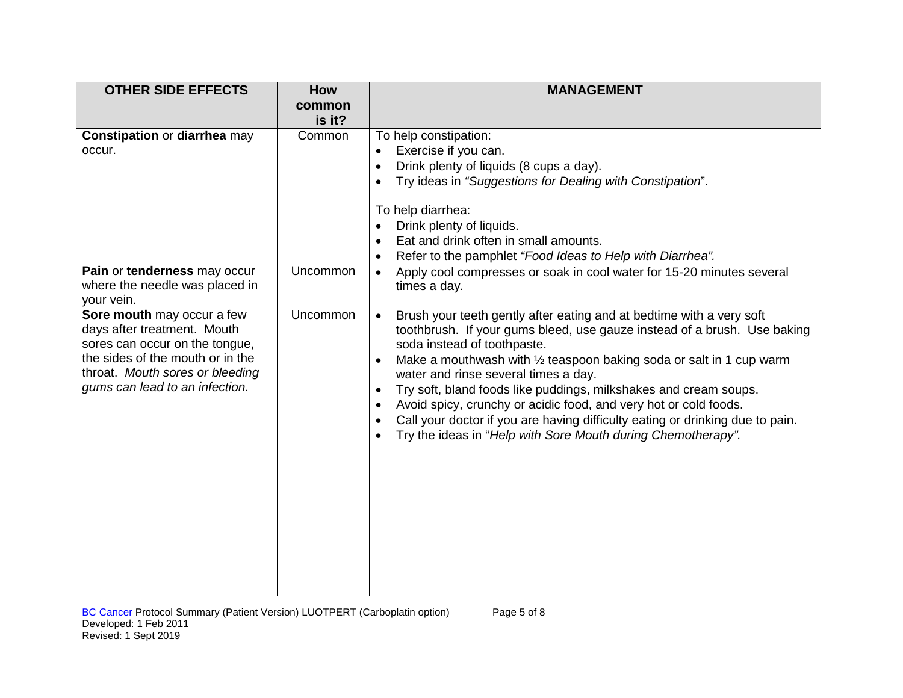| OTHER SIDE EFFECTS | How common is it? | MANAGEMENT |
|---|---|---|
| **Constipation** or **diarrhea** may occur. | Common | To help constipation:<br>• Exercise if you can.<br>• Drink plenty of liquids (8 cups a day).<br>• Try ideas in *"Suggestions for Dealing with Constipation*".<br><br>To help diarrhea:<br>• Drink plenty of liquids.<br>• Eat and drink often in small amounts.<br>• Refer to the pamphlet *"Food Ideas to Help with Diarrhea".* |
| **Pain** or **tenderness** may occur where the needle was placed in your vein. | Uncommon | • Apply cool compresses or soak in cool water for 15-20 minutes several times a day. |
| **Sore mouth** may occur a few days after treatment. Mouth sores can occur on the tongue, the sides of the mouth or in the throat. *Mouth sores or bleeding gums can lead to an infection.* | Uncommon | • Brush your teeth gently after eating and at bedtime with a very soft toothbrush. If your gums bleed, use gauze instead of a brush. Use baking soda instead of toothpaste.<br>• Make a mouthwash with ½ teaspoon baking soda or salt in 1 cup warm water and rinse several times a day.<br>• Try soft, bland foods like puddings, milkshakes and cream soups.<br>• Avoid spicy, crunchy or acidic food, and very hot or cold foods.<br>• Call your doctor if you are having difficulty eating or drinking due to pain.<br>• Try the ideas in "*Help with Sore Mouth during Chemotherapy".* |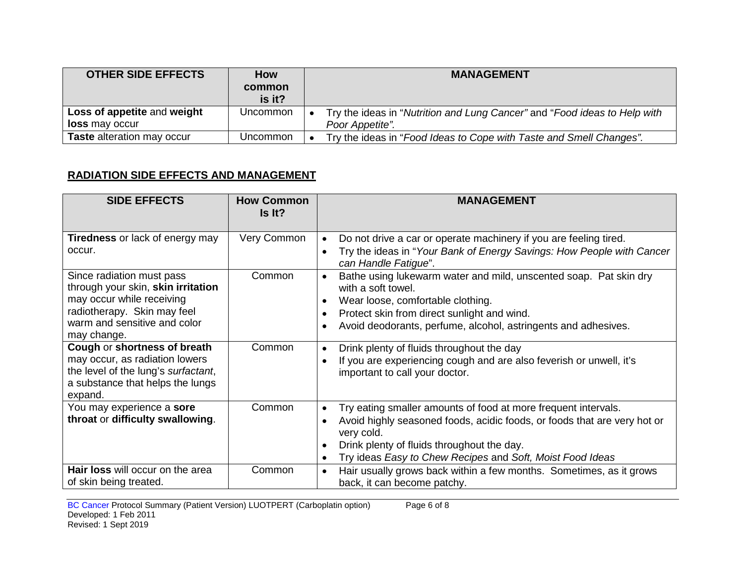| **OTHER SIDE EFFECTS** | **How common is it?** | **MANAGEMENT** |
|---|---|---|
| **Loss of appetite** and **weight loss** may occur | Uncommon | • Try the ideas in "*Nutrition and Lung Cancer"* and "*Food ideas to Help with Poor Appetite"*. |
| **Taste** alteration may occur | Uncommon | • Try the ideas in "*Food Ideas to Cope with Taste and Smell Changes".* |

## RADIATION SIDE EFFECTS AND MANAGEMENT

| **SIDE EFFECTS** | **How Common Is It?** | **MANAGEMENT** |
|---|---|---|
| **Tiredness** or lack of energy may occur. | Very Common | • Do not drive a car or operate machinery if you are feeling tired.<br>• Try the ideas in "*Your Bank of Energy Savings: How People with Cancer can Handle Fatigue*". |
| Since radiation must pass through your skin, **skin irritation** may occur while receiving radiotherapy. Skin may feel warm and sensitive and color may change. | Common | • Bathe using lukewarm water and mild, unscented soap. Pat skin dry with a soft towel.<br>• Wear loose, comfortable clothing.<br>• Protect skin from direct sunlight and wind.<br>• Avoid deodorants, perfume, alcohol, astringents and adhesives. |
| **Cough** or **shortness of breath** may occur, as radiation lowers the level of the lung's *surfactant*, a substance that helps the lungs expand. | Common | • Drink plenty of fluids throughout the day<br>• If you are experiencing cough and are also feverish or unwell, it's important to call your doctor. |
| You may experience a **sore throat** or **difficulty swallowing**. | Common | • Try eating smaller amounts of food at more frequent intervals.<br>• Avoid highly seasoned foods, acidic foods, or foods that are very hot or very cold.<br>• Drink plenty of fluids throughout the day.<br>• Try ideas *Easy to Chew Recipes* and *Soft, Moist Food Ideas* |
| **Hair loss** will occur on the area of skin being treated. | Common | • Hair usually grows back within a few months. Sometimes, as it grows back, it can become patchy. |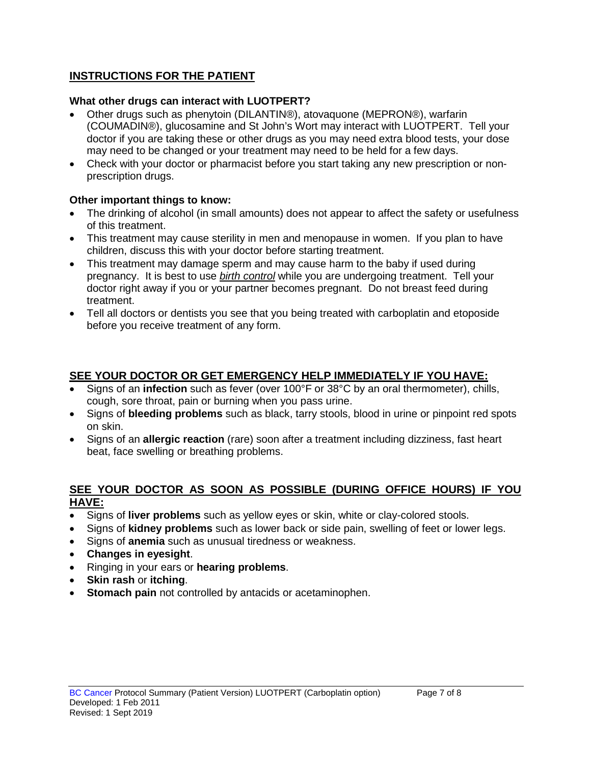## INSTRUCTIONS FOR THE PATIENT

### What other drugs can interact with LUOTPERT?

- Other drugs such as phenytoin (DILANTIN®), atovaquone (MEPRON®), warfarin (COUMADIN®), glucosamine and St John's Wort may interact with LUOTPERT. Tell your doctor if you are taking these or other drugs as you may need extra blood tests, your dose may need to be changed or your treatment may need to be held for a few days.
- Check with your doctor or pharmacist before you start taking any new prescription or non-prescription drugs.

### Other important things to know:

- The drinking of alcohol (in small amounts) does not appear to affect the safety or usefulness of this treatment.
- This treatment may cause sterility in men and menopause in women. If you plan to have children, discuss this with your doctor before starting treatment.
- This treatment may damage sperm and may cause harm to the baby if used during pregnancy. It is best to use ***birth control*** while you are undergoing treatment. Tell your doctor right away if you or your partner becomes pregnant. Do not breast feed during treatment.
- Tell all doctors or dentists you see that you being treated with carboplatin and etoposide before you receive treatment of any form.

## SEE YOUR DOCTOR OR GET EMERGENCY HELP IMMEDIATELY IF YOU HAVE:

- Signs of an **infection** such as fever (over 100°F or 38°C by an oral thermometer), chills, cough, sore throat, pain or burning when you pass urine.
- Signs of **bleeding problems** such as black, tarry stools, blood in urine or pinpoint red spots on skin.
- Signs of an **allergic reaction** (rare) soon after a treatment including dizziness, fast heart beat, face swelling or breathing problems.

## SEE YOUR DOCTOR AS SOON AS POSSIBLE (DURING OFFICE HOURS) IF YOU HAVE:

- Signs of **liver problems** such as yellow eyes or skin, white or clay-colored stools.
- Signs of **kidney problems** such as lower back or side pain, swelling of feet or lower legs.
- Signs of **anemia** such as unusual tiredness or weakness.
- **Changes in eyesight**.
- Ringing in your ears or **hearing problems**.
- **Skin rash** or **itching**.
- **Stomach pain** not controlled by antacids or acetaminophen.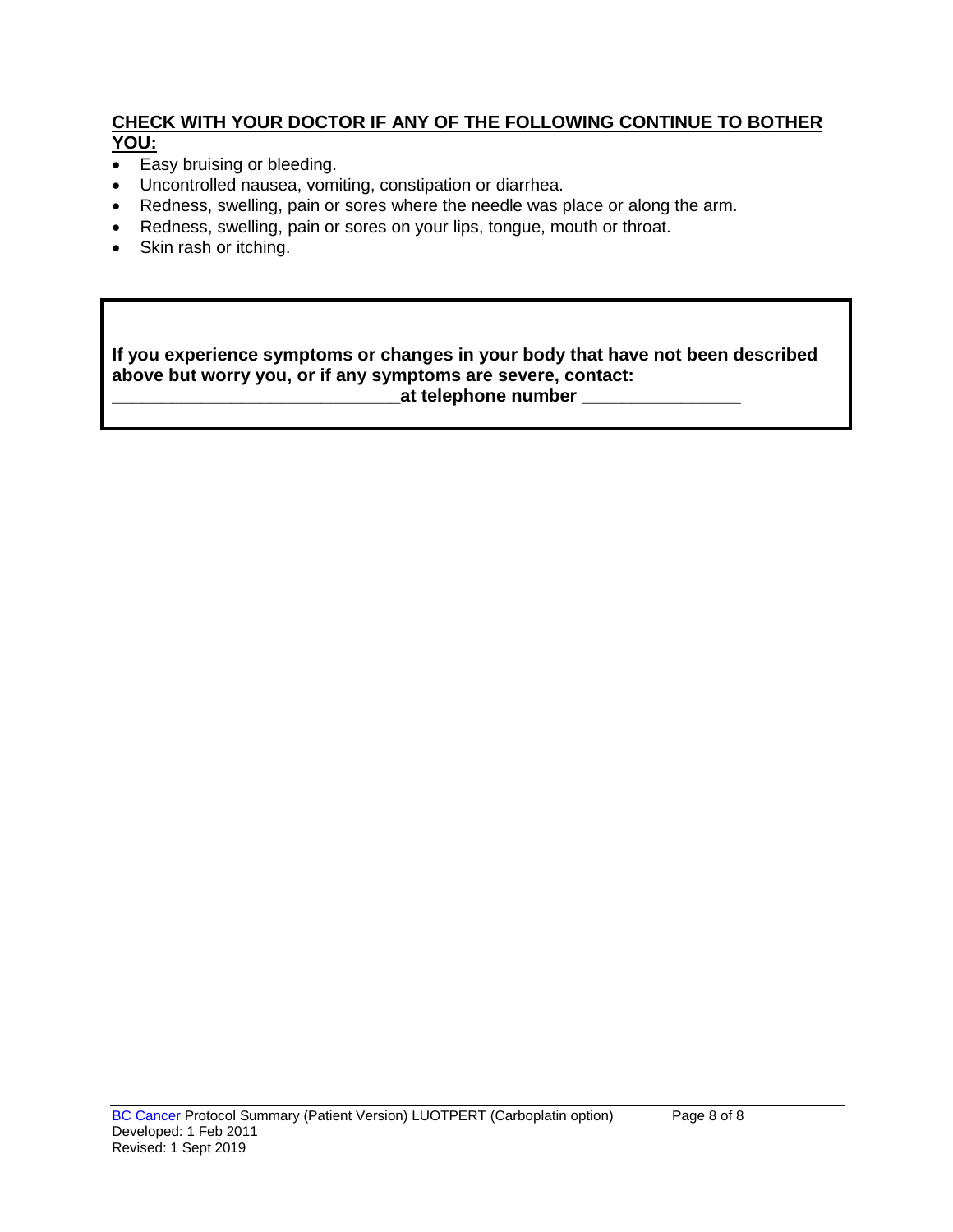**CHECK WITH YOUR DOCTOR IF ANY OF THE FOLLOWING CONTINUE TO BOTHER YOU:**

- Easy bruising or bleeding.
- Uncontrolled nausea, vomiting, constipation or diarrhea.
- Redness, swelling, pain or sores where the needle was place or along the arm.
- Redness, swelling, pain or sores on your lips, tongue, mouth or throat.
- Skin rash or itching.

**If you experience symptoms or changes in your body that have not been described above but worry you, or if any symptoms are severe, contact:**
**_____________________________at telephone number ________________**